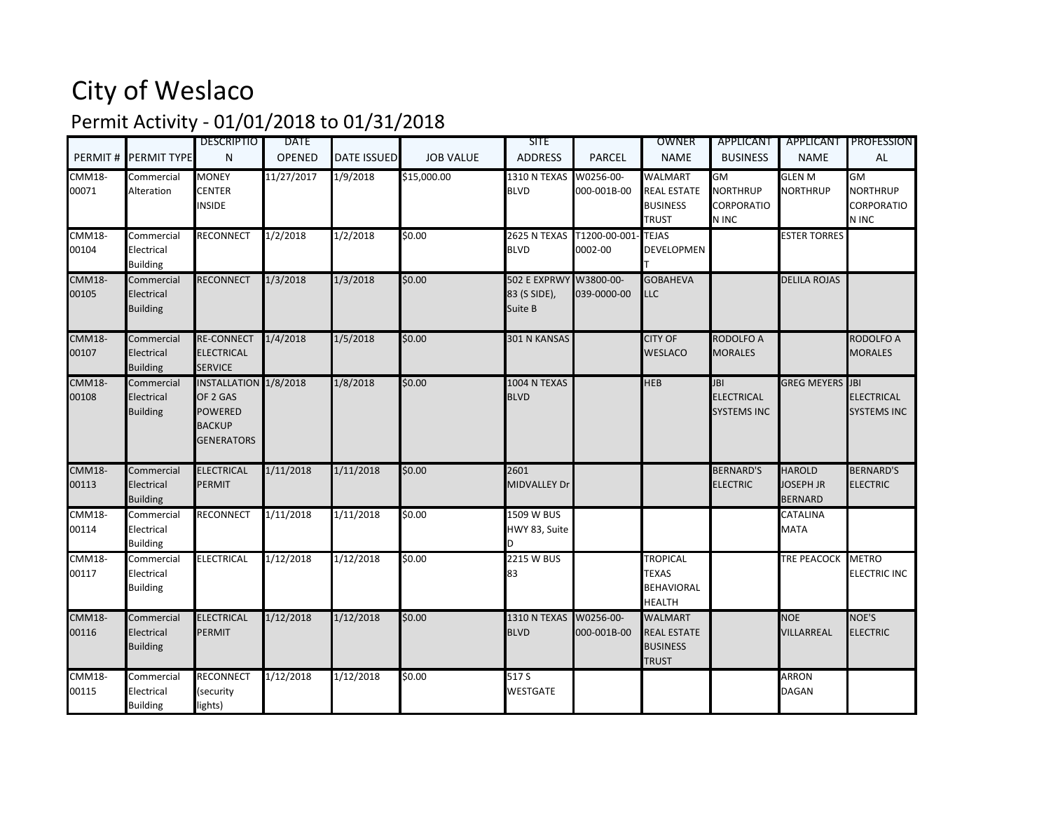# City of Weslaco

## Permit Activity - 01/01/2018 to 01/31/2018

| PERMIT # | PERMIT TYPE | DESCRIPTION | DATE OPENED | DATE ISSUED | JOB VALUE | SITE ADDRESS | PARCEL | OWNER NAME | APPLICANT BUSINESS | APPLICANT NAME | PROFESSIONAL |
|---|---|---|---|---|---|---|---|---|---|---|---|
| CMM18-00071 | Commercial Alteration | MONEY CENTER INSIDE | 11/27/2017 | 1/9/2018 | $15,000.00 | 1310 N TEXAS BLVD | W0256-00-000-001B-00 | WALMART REAL ESTATE BUSINESS TRUST | GM NORTHRUP CORPORATION INC | GLEN M NORTHRUP | GM NORTHRUP CORPORATION INC |
| CMM18-00104 | Commercial Electrical Building | RECONNECT | 1/2/2018 | 1/2/2018 | $0.00 | 2625 N TEXAS BLVD | T1200-00-001-0002-00 | TEJAS DEVELOPMENT | | ESTER TORRES | |
| CMM18-00105 | Commercial Electrical Building | RECONNECT | 1/3/2018 | 1/3/2018 | $0.00 | 502 E EXPRWY 83 (S SIDE), Suite B | W3800-00-039-0000-00 | GOBAHEVA LLC | | DELILA ROJAS | |
| CMM18-00107 | Commercial Electrical Building | RE-CONNECT ELECTRICAL SERVICE | 1/4/2018 | 1/5/2018 | $0.00 | 301 N KANSAS | | CITY OF WESLACO | RODOLFO A MORALES | | RODOLFO A MORALES |
| CMM18-00108 | Commercial Electrical Building | INSTALLATION OF 2 GAS POWERED BACKUP GENERATORS | 1/8/2018 | 1/8/2018 | $0.00 | 1004 N TEXAS BLVD | | HEB | JBI ELECTRICAL SYSTEMS INC | GREG MEYERS | JBI ELECTRICAL SYSTEMS INC |
| CMM18-00113 | Commercial Electrical Building | ELECTRICAL PERMIT | 1/11/2018 | 1/11/2018 | $0.00 | 2601 MIDVALLEY Dr | | | BERNARD'S ELECTRIC | HAROLD JOSEPH JR BERNARD | BERNARD'S ELECTRIC |
| CMM18-00114 | Commercial Electrical Building | RECONNECT | 1/11/2018 | 1/11/2018 | $0.00 | 1509 W BUS HWY 83, Suite D | | | | CATALINA MATA | |
| CMM18-00117 | Commercial Electrical Building | ELECTRICAL | 1/12/2018 | 1/12/2018 | $0.00 | 2215 W BUS 83 | | TROPICAL TEXAS BEHAVIORAL HEALTH | | TRE PEACOCK | METRO ELECTRIC INC |
| CMM18-00116 | Commercial Electrical Building | ELECTRICAL PERMIT | 1/12/2018 | 1/12/2018 | $0.00 | 1310 N TEXAS BLVD | W0256-00-000-001B-00 | WALMART REAL ESTATE BUSINESS TRUST | | NOE VILLARREAL | NOE'S ELECTRIC |
| CMM18-00115 | Commercial Electrical Building | RECONNECT (security lights) | 1/12/2018 | 1/12/2018 | $0.00 | 517 S WESTGATE | | | | ARRON DAGAN | |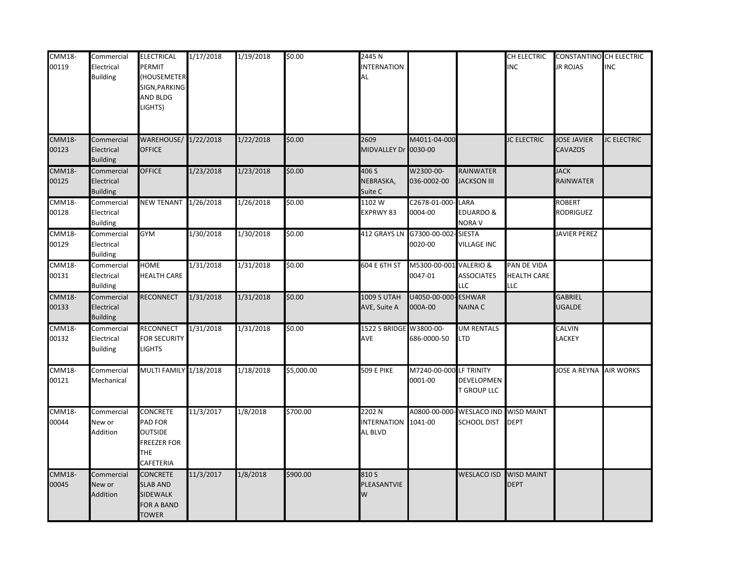| | | | | | | | | | | | |
|---|---|---|---|---|---|---|---|---|---|---|---|
| CMM18-00119 | Commercial Electrical Building | ELECTRICAL PERMIT (HOUSEMETER-SIGN,PARKING AND BLDG LIGHTS) | 1/17/2018 | 1/19/2018 | $0.00 | 2445 N INTERNATIONAL | | | CH ELECTRIC INC | CONSTANTINO JR ROJAS | CH ELECTRIC INC |
| CMM18-00123 | Commercial Electrical Building | WAREHOUSE/ OFFICE | 1/22/2018 | 1/22/2018 | $0.00 | 2609 MIDVALLEY Dr | M4011-04-000-0030-00 | | JC ELECTRIC | JOSE JAVIER CAVAZOS | JC ELECTRIC |
| CMM18-00125 | Commercial Electrical Building | OFFICE | 1/23/2018 | 1/23/2018 | $0.00 | 406 S NEBRASKA, Suite C | W2300-00-036-0002-00 | RAINWATER JACKSON III | | JACK RAINWATER | |
| CMM18-00128 | Commercial Electrical Building | NEW TENANT | 1/26/2018 | 1/26/2018 | $0.00 | 1102 W EXPRWY 83 | C2678-01-000-0004-00 | LARA EDUARDO & NORA V | | ROBERT RODRIGUEZ | |
| CMM18-00129 | Commercial Electrical Building | GYM | 1/30/2018 | 1/30/2018 | $0.00 | 412 GRAYS LN | G7300-00-002-0020-00 | SIESTA VILLAGE INC | | JAVIER PEREZ | |
| CMM18-00131 | Commercial Electrical Building | HOME HEALTH CARE | 1/31/2018 | 1/31/2018 | $0.00 | 604 E 6TH ST | M5300-00-001-0047-01 | VALERIO & ASSOCIATES LLC | PAN DE VIDA HEALTH CARE LLC | | |
| CMM18-00133 | Commercial Electrical Building | RECONNECT | 1/31/2018 | 1/31/2018 | $0.00 | 1009 S UTAH AVE, Suite A | U4050-00-000-000A-00 | ESHWAR NAINA C | | GABRIEL UGALDE | |
| CMM18-00132 | Commercial Electrical Building | RECONNECT FOR SECURITY LIGHTS | 1/31/2018 | 1/31/2018 | $0.00 | 1522 S BRIDGE AVE | W3800-00-686-0000-50 | UM RENTALS LTD | | CALVIN LACKEY | |
| CMM18-00121 | Commercial Mechanical | MULTI FAMILY | 1/18/2018 | 1/18/2018 | $5,000.00 | 509 E PIKE | M7240-00-000-0001-00 | LF TRINITY DEVELOPMENT GROUP LLC | | JOSE A REYNA | AIR WORKS |
| CMM18-00044 | Commercial New or Addition | CONCRETE PAD FOR OUTSIDE FREEZER FOR THE CAFETERIA | 11/3/2017 | 1/8/2018 | $700.00 | 2202 N INTERNATIONAL BLVD | A0800-00-000-1041-00 | WESLACO IND SCHOOL DIST | WISD MAINT DEPT | | |
| CMM18-00045 | Commercial New or Addition | CONCRETE SLAB AND SIDEWALK FOR A BAND TOWER | 11/3/2017 | 1/8/2018 | $900.00 | 810 S PLEASANTVIEW | | WESLACO ISD | WISD MAINT DEPT | | |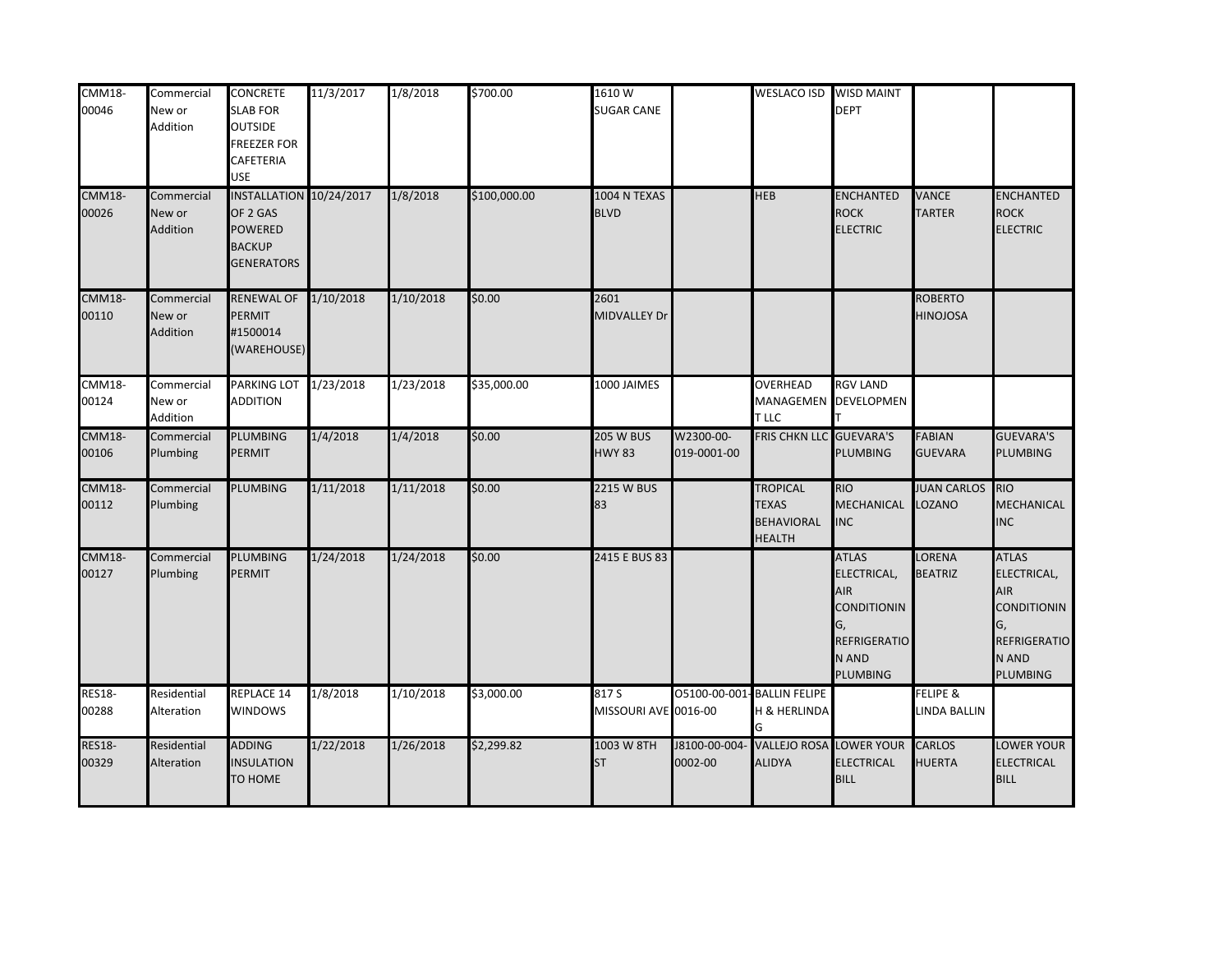| | | | | | | | | | | | |
|---|---|---|---|---|---|---|---|---|---|---|---|
| CMM18-00046 | Commercial New or Addition | CONCRETE SLAB FOR OUTSIDE FREEZER FOR CAFETERIA USE | 11/3/2017 | 1/8/2018 | $700.00 | 1610 W SUGAR CANE | | WESLACO ISD | WISD MAINT DEPT | | |
| CMM18-00026 | Commercial New or Addition | INSTALLATION OF 2 GAS POWERED BACKUP GENERATORS | 10/24/2017 | 1/8/2018 | $100,000.00 | 1004 N TEXAS BLVD | | HEB | ENCHANTED ROCK ELECTRIC | VANCE TARTER | ENCHANTED ROCK ELECTRIC |
| CMM18-00110 | Commercial New or Addition | RENEWAL OF PERMIT #1500014 (WAREHOUSE) | 1/10/2018 | 1/10/2018 | $0.00 | 2601 MIDVALLEY Dr | | | | ROBERTO HINOJOSA | |
| CMM18-00124 | Commercial New or Addition | PARKING LOT ADDITION | 1/23/2018 | 1/23/2018 | $35,000.00 | 1000 JAIMES | | OVERHEAD MANAGEMENT LLC | RGV LAND DEVELOPMENT | | |
| CMM18-00106 | Commercial Plumbing | PLUMBING PERMIT | 1/4/2018 | 1/4/2018 | $0.00 | 205 W BUS HWY 83 | W2300-00-019-0001-00 | FRIS CHKN LLC | GUEVARA'S PLUMBING | FABIAN GUEVARA | GUEVARA'S PLUMBING |
| CMM18-00112 | Commercial Plumbing | PLUMBING | 1/11/2018 | 1/11/2018 | $0.00 | 2215 W BUS 83 | | TROPICAL TEXAS BEHAVIORAL HEALTH | RIO MECHANICAL INC | JUAN CARLOS LOZANO | RIO MECHANICAL INC |
| CMM18-00127 | Commercial Plumbing | PLUMBING PERMIT | 1/24/2018 | 1/24/2018 | $0.00 | 2415 E BUS 83 | | | ATLAS ELECTRICAL, AIR CONDITIONING, REFRIGERATION AND PLUMBING | LORENA BEATRIZ | ATLAS ELECTRICAL, AIR CONDITIONING, REFRIGERATION AND PLUMBING |
| RES18-00288 | Residential Alteration | REPLACE 14 WINDOWS | 1/8/2018 | 1/10/2018 | $3,000.00 | 817 S MISSOURI AVE | O5100-00-001-0016-00 | BALLIN FELIPE H & HERLINDA G | | FELIPE & LINDA BALLIN | |
| RES18-00329 | Residential Alteration | ADDING INSULATION TO HOME | 1/22/2018 | 1/26/2018 | $2,299.82 | 1003 W 8TH ST | J8100-00-004-0002-00 | VALLEJO ROSA ALIDYA | LOWER YOUR ELECTRICAL BILL | CARLOS HUERTA | LOWER YOUR ELECTRICAL BILL |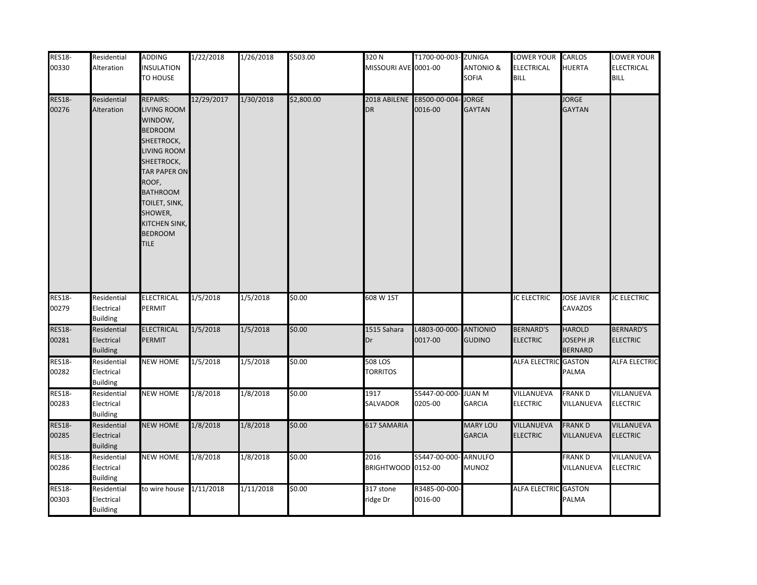| RES18-00330 | Residential Alteration | ADDING INSULATION TO HOUSE | 1/22/2018 | 1/26/2018 | $503.00 | 320 N MISSOURI AVE | T1700-00-003-0001-00 | ZUNIGA ANTONIO & SOFIA | LOWER YOUR ELECTRICAL BILL | CARLOS HUERTA | LOWER YOUR ELECTRICAL BILL |
|---|---|---|---|---|---|---|---|---|---|---|---|
| RES18-00276 | Residential Alteration | REPAIRS: LIVING ROOM WINDOW, BEDROOM SHEETROCK, LIVING ROOM SHEETROCK, TAR PAPER ON ROOF, BATHROOM TOILET, SINK, SHOWER, KITCHEN SINK, BEDROOM TILE | 12/29/2017 | 1/30/2018 | $2,800.00 | 2018 ABILENE DR | E8500-00-004-0016-00 | JORGE GAYTAN | | JORGE GAYTAN | |
| RES18-00279 | Residential Electrical Building | ELECTRICAL PERMIT | 1/5/2018 | 1/5/2018 | $0.00 | 608 W 1ST | | | JC ELECTRIC | JOSE JAVIER CAVAZOS | JC ELECTRIC |
| RES18-00281 | Residential Electrical Building | ELECTRICAL PERMIT | 1/5/2018 | 1/5/2018 | $0.00 | 1515 Sahara Dr | L4803-00-000-0017-00 | ANTIONIO GUDINO | BERNARD'S ELECTRIC | HAROLD JOSEPH JR BERNARD | BERNARD'S ELECTRIC |
| RES18-00282 | Residential Electrical Building | NEW HOME | 1/5/2018 | 1/5/2018 | $0.00 | 508 LOS TORRITOS | | | ALFA ELECTRIC | GASTON PALMA | ALFA ELECTRIC |
| RES18-00283 | Residential Electrical Building | NEW HOME | 1/8/2018 | 1/8/2018 | $0.00 | 1917 SALVADOR | S5447-00-000-0205-00 | JUAN M GARCIA | VILLANUEVA ELECTRIC | FRANK D VILLANUEVA | VILLANUEVA ELECTRIC |
| RES18-00285 | Residential Electrical Building | NEW HOME | 1/8/2018 | 1/8/2018 | $0.00 | 617 SAMARIA | | MARY LOU GARCIA | VILLANUEVA ELECTRIC | FRANK D VILLANUEVA | VILLANUEVA ELECTRIC |
| RES18-00286 | Residential Electrical Building | NEW HOME | 1/8/2018 | 1/8/2018 | $0.00 | 2016 BRIGHTWOOD | S5447-00-000-0152-00 | ARNULFO MUNOZ | | FRANK D VILLANUEVA | VILLANUEVA ELECTRIC |
| RES18-00303 | Residential Electrical Building | to wire house | 1/11/2018 | 1/11/2018 | $0.00 | 317 stone ridge Dr | R3485-00-000-0016-00 | | ALFA ELECTRIC | GASTON PALMA | |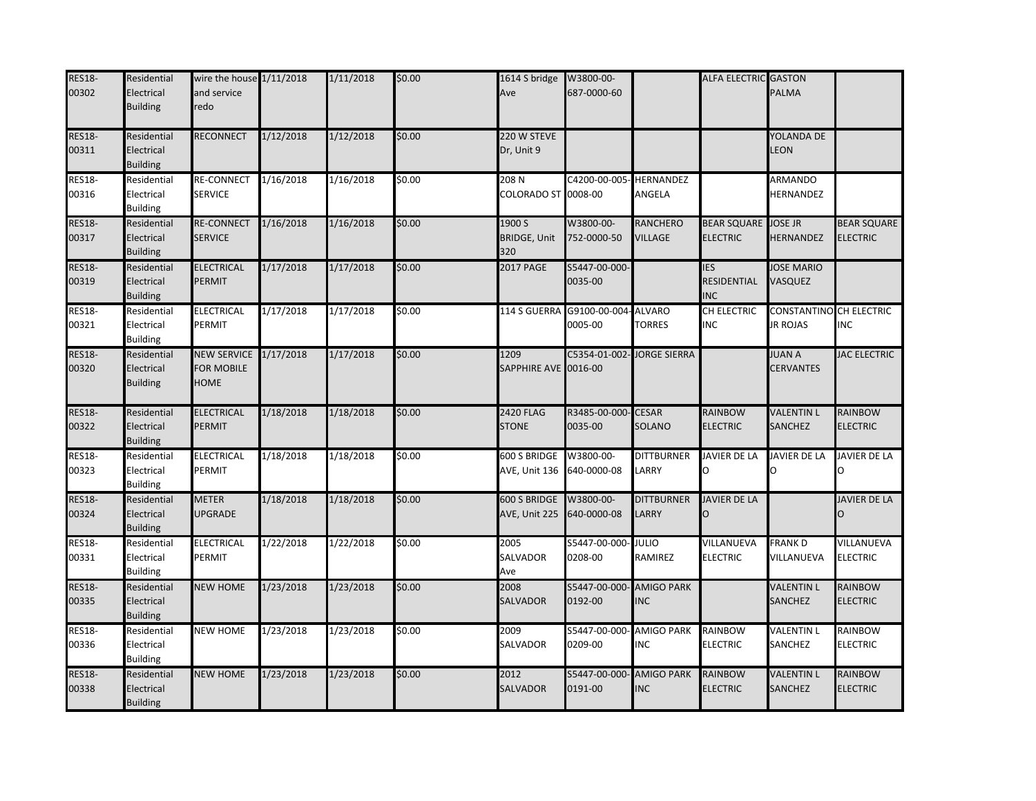| | | | | | | | | | | | |
|---|---|---|---|---|---|---|---|---|---|---|---|
| RES18-00302 | Residential Electrical Building | wire the house and service redo | 1/11/2018 | 1/11/2018 | $0.00 | 1614 S bridge Ave | W3800-00-687-0000-60 | | ALFA ELECTRIC | GASTON PALMA | |
| RES18-00311 | Residential Electrical Building | RECONNECT | 1/12/2018 | 1/12/2018 | $0.00 | 220 W STEVE Dr, Unit 9 | | | | YOLANDA DE LEON | |
| RES18-00316 | Residential Electrical Building | RE-CONNECT SERVICE | 1/16/2018 | 1/16/2018 | $0.00 | 208 N COLORADO ST | C4200-00-005-0008-00 | HERNANDEZ ANGELA | | ARMANDO HERNANDEZ | |
| RES18-00317 | Residential Electrical Building | RE-CONNECT SERVICE | 1/16/2018 | 1/16/2018 | $0.00 | 1900 S BRIDGE, Unit 320 | W3800-00-752-0000-50 | RANCHERO VILLAGE | BEAR SQUARE ELECTRIC | JOSE JR HERNANDEZ | BEAR SQUARE ELECTRIC |
| RES18-00319 | Residential Electrical Building | ELECTRICAL PERMIT | 1/17/2018 | 1/17/2018 | $0.00 | 2017 PAGE | S5447-00-000-0035-00 | | IES RESIDENTIAL INC | JOSE MARIO VASQUEZ | |
| RES18-00321 | Residential Electrical Building | ELECTRICAL PERMIT | 1/17/2018 | 1/17/2018 | $0.00 | 114 S GUERRA | G9100-00-004-0005-00 | ALVARO TORRES | CH ELECTRIC INC | CONSTANTINO JR ROJAS | CH ELECTRIC INC |
| RES18-00320 | Residential Electrical Building | NEW SERVICE FOR MOBILE HOME | 1/17/2018 | 1/17/2018 | $0.00 | 1209 SAPPHIRE AVE | C5354-01-002-0016-00 | JORGE SIERRA | | JUAN A CERVANTES | JAC ELECTRIC |
| RES18-00322 | Residential Electrical Building | ELECTRICAL PERMIT | 1/18/2018 | 1/18/2018 | $0.00 | 2420 FLAG STONE | R3485-00-000-0035-00 | CESAR SOLANO | RAINBOW ELECTRIC | VALENTIN L SANCHEZ | RAINBOW ELECTRIC |
| RES18-00323 | Residential Electrical Building | ELECTRICAL PERMIT | 1/18/2018 | 1/18/2018 | $0.00 | 600 S BRIDGE AVE, Unit 136 | W3800-00-640-0000-08 | DITTBURNER LARRY | JAVIER DE LA O | JAVIER DE LA O | JAVIER DE LA O |
| RES18-00324 | Residential Electrical Building | METER UPGRADE | 1/18/2018 | 1/18/2018 | $0.00 | 600 S BRIDGE AVE, Unit 225 | W3800-00-640-0000-08 | DITTBURNER LARRY | JAVIER DE LA O | | JAVIER DE LA O |
| RES18-00331 | Residential Electrical Building | ELECTRICAL PERMIT | 1/22/2018 | 1/22/2018 | $0.00 | 2005 SALVADOR Ave | S5447-00-000-0208-00 | JULIO RAMIREZ | VILLANUEVA ELECTRIC | FRANK D VILLANUEVA | VILLANUEVA ELECTRIC |
| RES18-00335 | Residential Electrical Building | NEW HOME | 1/23/2018 | 1/23/2018 | $0.00 | 2008 SALVADOR | S5447-00-000-0192-00 | AMIGO PARK INC | | VALENTIN L SANCHEZ | RAINBOW ELECTRIC |
| RES18-00336 | Residential Electrical Building | NEW HOME | 1/23/2018 | 1/23/2018 | $0.00 | 2009 SALVADOR | S5447-00-000-0209-00 | AMIGO PARK INC | RAINBOW ELECTRIC | VALENTIN L SANCHEZ | RAINBOW ELECTRIC |
| RES18-00338 | Residential Electrical Building | NEW HOME | 1/23/2018 | 1/23/2018 | $0.00 | 2012 SALVADOR | S5447-00-000-0191-00 | AMIGO PARK INC | RAINBOW ELECTRIC | VALENTIN L SANCHEZ | RAINBOW ELECTRIC |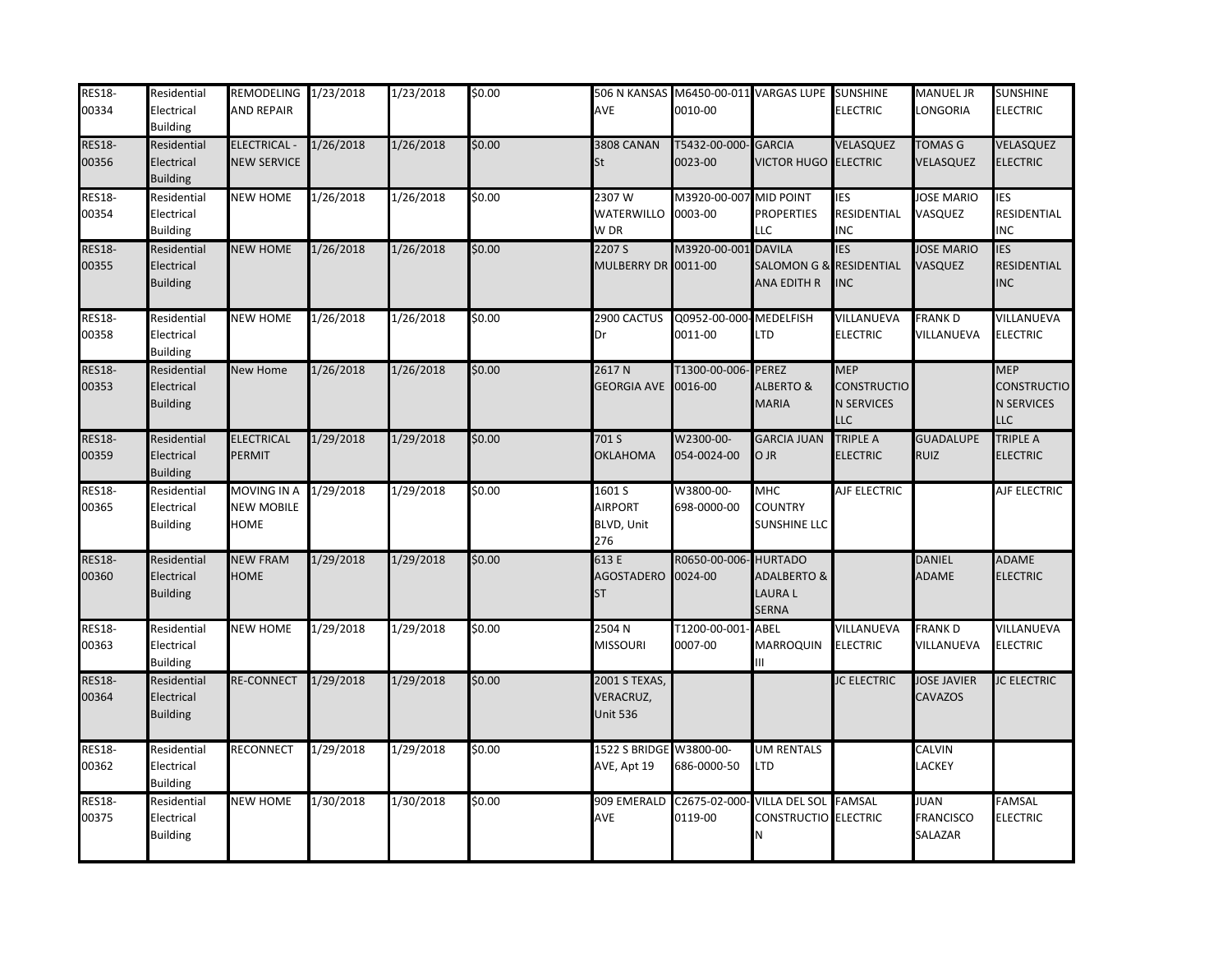| RES18-00334 | Residential Electrical Building | REMODELING AND REPAIR | 1/23/2018 | 1/23/2018 | $0.00 | 506 N KANSAS AVE | M6450-00-011-0010-00 | VARGAS LUPE | SUNSHINE ELECTRIC | MANUEL JR LONGORIA | SUNSHINE ELECTRIC |
|---|---|---|---|---|---|---|---|---|---|---|---|
| RES18-00356 | Residential Electrical Building | ELECTRICAL - NEW SERVICE | 1/26/2018 | 1/26/2018 | $0.00 | 3808 CANAN St | T5432-00-000-0023-00 | GARCIA VICTOR HUGO | VELASQUEZ ELECTRIC | TOMAS G VELASQUEZ | VELASQUEZ ELECTRIC |
| RES18-00354 | Residential Electrical Building | NEW HOME | 1/26/2018 | 1/26/2018 | $0.00 | 2307 W WATERWILLOW DR | M3920-00-007-0003-00 | MID POINT PROPERTIES LLC | IES RESIDENTIAL INC | JOSE MARIO VASQUEZ | IES RESIDENTIAL INC |
| RES18-00355 | Residential Electrical Building | NEW HOME | 1/26/2018 | 1/26/2018 | $0.00 | 2207 S MULBERRY DR | M3920-00-001-0011-00 | DAVILA SALOMON G & ANA EDITH R | IES RESIDENTIAL INC | JOSE MARIO VASQUEZ | IES RESIDENTIAL INC |
| RES18-00358 | Residential Electrical Building | NEW HOME | 1/26/2018 | 1/26/2018 | $0.00 | 2900 CACTUS Dr | Q0952-00-000-0011-00 | MEDELFISH LTD | VILLANUEVA ELECTRIC | FRANK D VILLANUEVA | VILLANUEVA ELECTRIC |
| RES18-00353 | Residential Electrical Building | New Home | 1/26/2018 | 1/26/2018 | $0.00 | 2617 N GEORGIA AVE | T1300-00-006-0016-00 | PEREZ ALBERTO & MARIA | MEP CONSTRUCTION SERVICES LLC | | MEP CONSTRUCTION SERVICES LLC |
| RES18-00359 | Residential Electrical Building | ELECTRICAL PERMIT | 1/29/2018 | 1/29/2018 | $0.00 | 701 S OKLAHOMA | W2300-00-054-0024-00 | GARCIA JUAN O JR | TRIPLE A ELECTRIC | GUADALUPE RUIZ | TRIPLE A ELECTRIC |
| RES18-00365 | Residential Electrical Building | MOVING IN A NEW MOBILE HOME | 1/29/2018 | 1/29/2018 | $0.00 | 1601 S AIRPORT BLVD, Unit 276 | W3800-00-698-0000-00 | MHC COUNTRY SUNSHINE LLC | AJF ELECTRIC | | AJF ELECTRIC |
| RES18-00360 | Residential Electrical Building | NEW FRAM HOME | 1/29/2018 | 1/29/2018 | $0.00 | 613 E AGOSTADERO ST | R0650-00-006-0024-00 | HURTADO ADALBERTO & LAURA L SERNA | | DANIEL ADAME | ADAME ELECTRIC |
| RES18-00363 | Residential Electrical Building | NEW HOME | 1/29/2018 | 1/29/2018 | $0.00 | 2504 N MISSOURI | T1200-00-001-0007-00 | ABEL MARROQUIN III | VILLANUEVA ELECTRIC | FRANK D VILLANUEVA | VILLANUEVA ELECTRIC |
| RES18-00364 | Residential Electrical Building | RE-CONNECT | 1/29/2018 | 1/29/2018 | $0.00 | 2001 S TEXAS, VERACRUZ, Unit 536 | | | JC ELECTRIC | JOSE JAVIER CAVAZOS | JC ELECTRIC |
| RES18-00362 | Residential Electrical Building | RECONNECT | 1/29/2018 | 1/29/2018 | $0.00 | 1522 S BRIDGE AVE, Apt 19 | W3800-00-686-0000-50 | UM RENTALS LTD | | CALVIN LACKEY | |
| RES18-00375 | Residential Electrical Building | NEW HOME | 1/30/2018 | 1/30/2018 | $0.00 | 909 EMERALD AVE | C2675-02-000-0119-00 | VILLA DEL SOL CONSTRUCTION | FAMSAL ELECTRIC | JUAN FRANCISCO SALAZAR | FAMSAL ELECTRIC |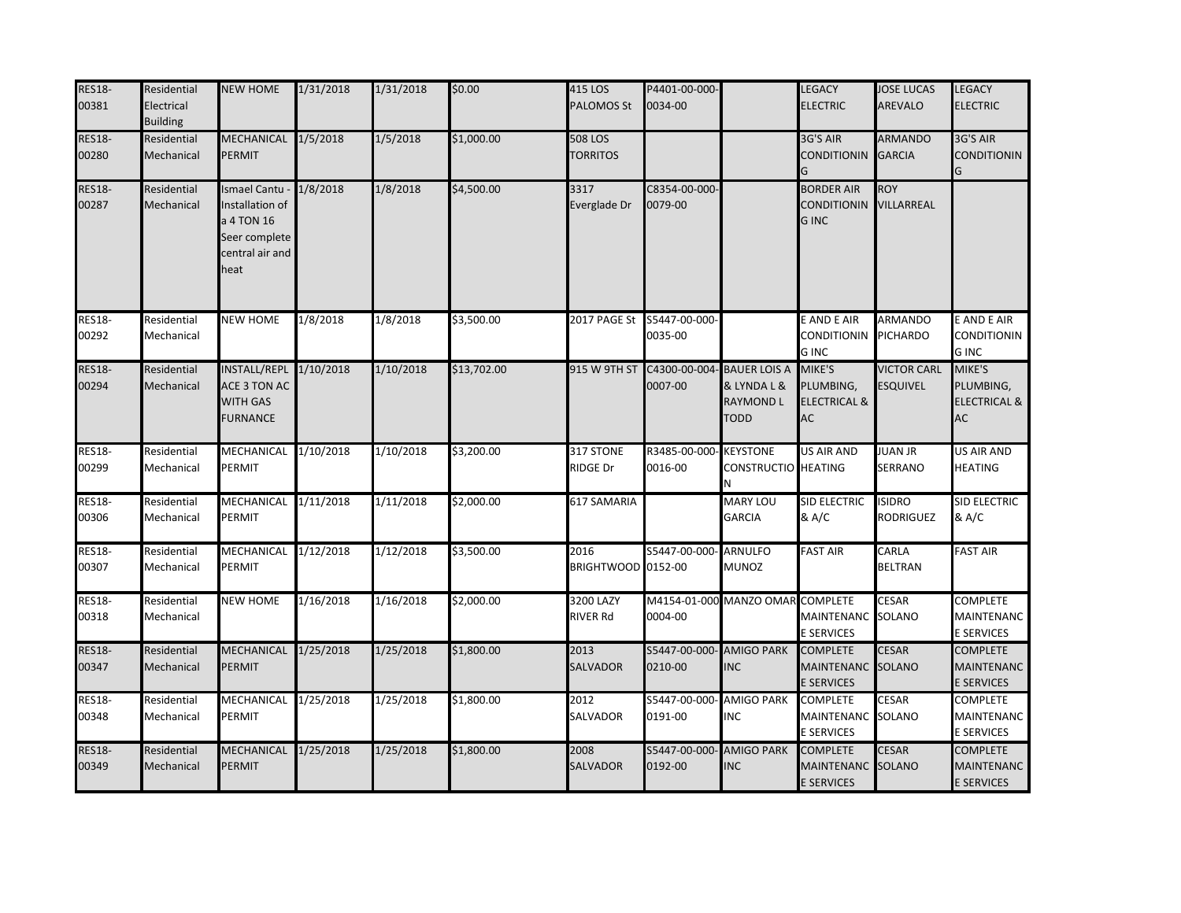| RES18-00381 | Residential Electrical Building | NEW HOME | 1/31/2018 | 1/31/2018 | $0.00 | 415 LOS PALOMOS St | P4401-00-000-0034-00 | | LEGACY ELECTRIC | JOSE LUCAS AREVALO | LEGACY ELECTRIC |
|---|---|---|---|---|---|---|---|---|---|---|---|
| RES18-00280 | Residential Mechanical | MECHANICAL PERMIT | 1/5/2018 | 1/5/2018 | $1,000.00 | 508 LOS TORRITOS | | | 3G'S AIR CONDITIONING | ARMANDO GARCIA | 3G'S AIR CONDITIONING |
| RES18-00287 | Residential Mechanical | Ismael Cantu - Installation of a 4 TON 16 Seer complete central air and heat | 1/8/2018 | 1/8/2018 | $4,500.00 | 3317 Everglade Dr | C8354-00-000-0079-00 | | BORDER AIR CONDITIONING INC | ROY VILLARREAL | |
| RES18-00292 | Residential Mechanical | NEW HOME | 1/8/2018 | 1/8/2018 | $3,500.00 | 2017 PAGE St | S5447-00-000-0035-00 | | E AND E AIR CONDITIONING INC | ARMANDO PICHARDO | E AND E AIR CONDITIONING INC |
| RES18-00294 | Residential Mechanical | INSTALL/REPLACE 3 TON AC WITH GAS FURNANCE | 1/10/2018 | 1/10/2018 | $13,702.00 | 915 W 9TH ST | C4300-00-004-0007-00 | BAUER LOIS A & LYNDA L & RAYMOND L TODD | MIKE'S PLUMBING, ELECTRICAL & AC | VICTOR CARL ESQUIVEL | MIKE'S PLUMBING, ELECTRICAL & AC |
| RES18-00299 | Residential Mechanical | MECHANICAL PERMIT | 1/10/2018 | 1/10/2018 | $3,200.00 | 317 STONE RIDGE Dr | R3485-00-000-0016-00 | KEYSTONE CONSTRUCTION | US AIR AND HEATING | JUAN JR SERRANO | US AIR AND HEATING |
| RES18-00306 | Residential Mechanical | MECHANICAL PERMIT | 1/11/2018 | 1/11/2018 | $2,000.00 | 617 SAMARIA | | MARY LOU GARCIA | SID ELECTRIC & A/C | ISIDRO RODRIGUEZ | SID ELECTRIC & A/C |
| RES18-00307 | Residential Mechanical | MECHANICAL PERMIT | 1/12/2018 | 1/12/2018 | $3,500.00 | 2016 BRIGHTWOOD | S5447-00-000-0152-00 | ARNULFO MUNOZ | FAST AIR | CARLA BELTRAN | FAST AIR |
| RES18-00318 | Residential Mechanical | NEW HOME | 1/16/2018 | 1/16/2018 | $2,000.00 | 3200 LAZY RIVER Rd | M4154-01-000-0004-00 | MANZO OMAR | COMPLETE MAINTENANCE SERVICES | CESAR SOLANO | COMPLETE MAINTENANCE SERVICES |
| RES18-00347 | Residential Mechanical | MECHANICAL PERMIT | 1/25/2018 | 1/25/2018 | $1,800.00 | 2013 SALVADOR | S5447-00-000-0210-00 | AMIGO PARK INC | COMPLETE MAINTENANCE SERVICES | CESAR SOLANO | COMPLETE MAINTENANCE SERVICES |
| RES18-00348 | Residential Mechanical | MECHANICAL PERMIT | 1/25/2018 | 1/25/2018 | $1,800.00 | 2012 SALVADOR | S5447-00-000-0191-00 | AMIGO PARK INC | COMPLETE MAINTENANCE SERVICES | CESAR SOLANO | COMPLETE MAINTENANCE SERVICES |
| RES18-00349 | Residential Mechanical | MECHANICAL PERMIT | 1/25/2018 | 1/25/2018 | $1,800.00 | 2008 SALVADOR | S5447-00-000-0192-00 | AMIGO PARK INC | COMPLETE MAINTENANCE SERVICES | CESAR SOLANO | COMPLETE MAINTENANCE SERVICES |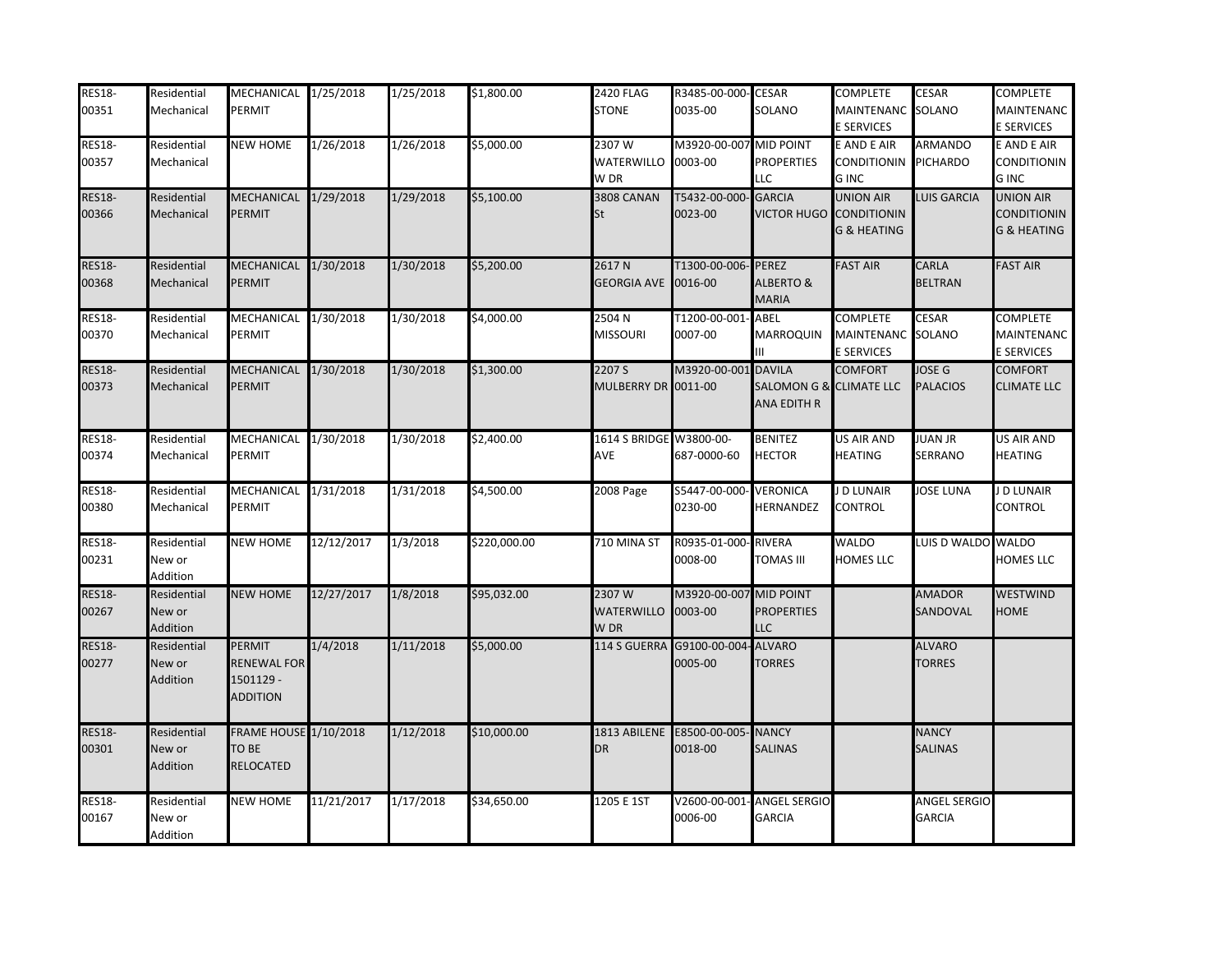| RES18-00351 | Residential Mechanical | MECHANICAL PERMIT | 1/25/2018 | 1/25/2018 | $1,800.00 | 2420 FLAG STONE | R3485-00-000-0035-00 | CESAR SOLANO | COMPLETE MAINTENANCE SERVICES | CESAR SOLANO | COMPLETE MAINTENANCE SERVICES |
|---|---|---|---|---|---|---|---|---|---|---|---|
| RES18-00357 | Residential Mechanical | NEW HOME | 1/26/2018 | 1/26/2018 | $5,000.00 | 2307 W WATERWILLOW DR | M3920-00-007-0003-00 | MID POINT PROPERTIES LLC | E AND E AIR CONDITIONING INC | ARMANDO PICHARDO | E AND E AIR CONDITIONING INC |
| RES18-00366 | Residential Mechanical | MECHANICAL PERMIT | 1/29/2018 | 1/29/2018 | $5,100.00 | 3808 CANAN St | T5432-00-000-0023-00 | GARCIA VICTOR HUGO | UNION AIR CONDITIONING & HEATING | LUIS GARCIA | UNION AIR CONDITIONING & HEATING |
| RES18-00368 | Residential Mechanical | MECHANICAL PERMIT | 1/30/2018 | 1/30/2018 | $5,200.00 | 2617 N GEORGIA AVE | T1300-00-006-0016-00 | PEREZ ALBERTO & MARIA | FAST AIR | CARLA BELTRAN | FAST AIR |
| RES18-00370 | Residential Mechanical | MECHANICAL PERMIT | 1/30/2018 | 1/30/2018 | $4,000.00 | 2504 N MISSOURI | T1200-00-001-0007-00 | ABEL MARROQUIN III | COMPLETE MAINTENANCE SERVICES | CESAR SOLANO | COMPLETE MAINTENANCE SERVICES |
| RES18-00373 | Residential Mechanical | MECHANICAL PERMIT | 1/30/2018 | 1/30/2018 | $1,300.00 | 2207 S MULBERRY DR | M3920-00-001-0011-00 | DAVILA SALOMON G & ANA EDITH R | COMFORT CLIMATE LLC | JOSE G PALACIOS | COMFORT CLIMATE LLC |
| RES18-00374 | Residential Mechanical | MECHANICAL PERMIT | 1/30/2018 | 1/30/2018 | $2,400.00 | 1614 S BRIDGE AVE | W3800-00-687-0000-60 | BENITEZ HECTOR | US AIR AND HEATING | JUAN JR SERRANO | US AIR AND HEATING |
| RES18-00380 | Residential Mechanical | MECHANICAL PERMIT | 1/31/2018 | 1/31/2018 | $4,500.00 | 2008 Page | S5447-00-000-0230-00 | VERONICA HERNANDEZ | J D LUNAIR CONTROL | JOSE LUNA | J D LUNAIR CONTROL |
| RES18-00231 | Residential New or Addition | NEW HOME | 12/12/2017 | 1/3/2018 | $220,000.00 | 710 MINA ST | R0935-01-000-0008-00 | RIVERA TOMAS III | WALDO HOMES LLC | LUIS D WALDO | WALDO HOMES LLC |
| RES18-00267 | Residential New or Addition | NEW HOME | 12/27/2017 | 1/8/2018 | $95,032.00 | 2307 W WATERWILLOW DR | M3920-00-007-0003-00 | MID POINT PROPERTIES LLC | | AMADOR SANDOVAL | WESTWIND HOME |
| RES18-00277 | Residential New or Addition | PERMIT RENEWAL FOR 1501129 - ADDITION | 1/4/2018 | 1/11/2018 | $5,000.00 | 114 S GUERRA | G9100-00-004-0005-00 | ALVARO TORRES | | ALVARO TORRES | |
| RES18-00301 | Residential New or Addition | FRAME HOUSE TO BE RELOCATED | 1/10/2018 | 1/12/2018 | $10,000.00 | 1813 ABILENE DR | E8500-00-005-0018-00 | NANCY SALINAS | | NANCY SALINAS | |
| RES18-00167 | Residential New or Addition | NEW HOME | 11/21/2017 | 1/17/2018 | $34,650.00 | 1205 E 1ST | V2600-00-001-0006-00 | ANGEL SERGIO GARCIA | | ANGEL SERGIO GARCIA | |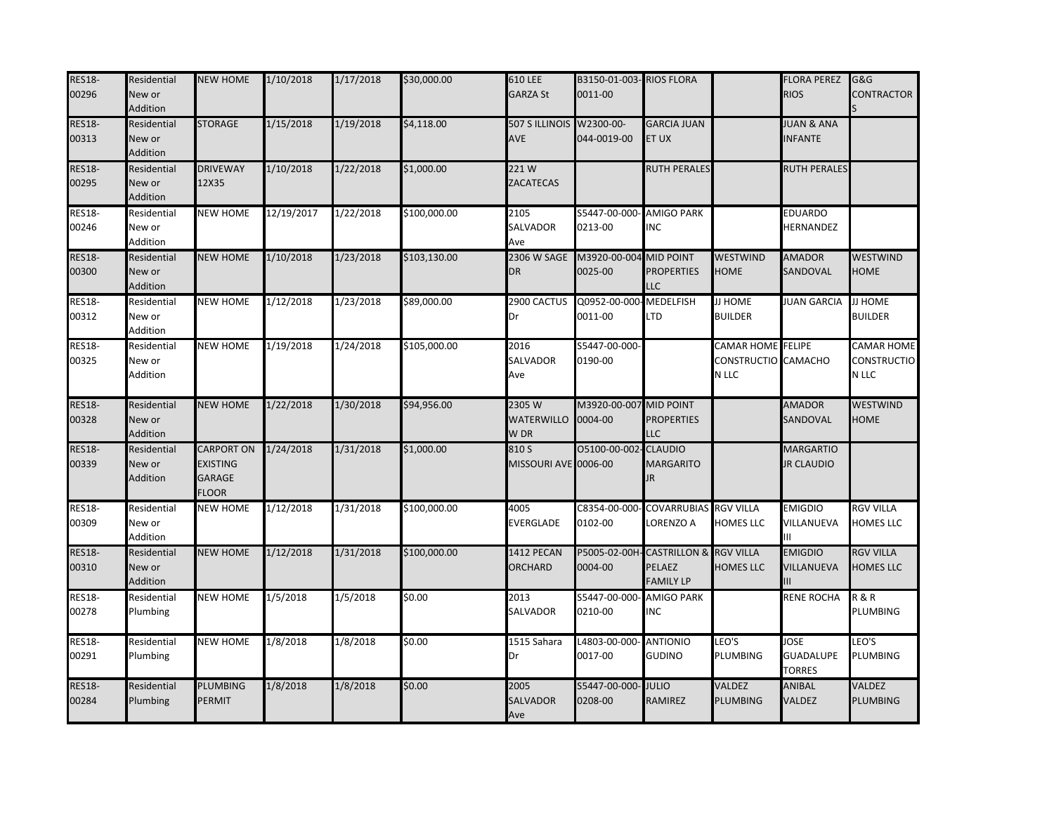| RES18-00296 | Residential New or Addition | NEW HOME | 1/10/2018 | 1/17/2018 | $30,000.00 | 610 LEE GARZA St | B3150-01-003-0011-00 | RIOS FLORA | | FLORA PEREZ RIOS | G&G CONTRACTORS |
|---|---|---|---|---|---|---|---|---|---|---|---|
| RES18-00313 | Residential New or Addition | STORAGE | 1/15/2018 | 1/19/2018 | $4,118.00 | 507 S ILLINOIS AVE | W2300-00-044-0019-00 | GARCIA JUAN ET UX | | JUAN & ANA INFANTE | |
| RES18-00295 | Residential New or Addition | DRIVEWAY 12X35 | 1/10/2018 | 1/22/2018 | $1,000.00 | 221 W ZACATECAS | | RUTH PERALES | | RUTH PERALES | |
| RES18-00246 | Residential New or Addition | NEW HOME | 12/19/2017 | 1/22/2018 | $100,000.00 | 2105 SALVADOR Ave | S5447-00-000-0213-00 | AMIGO PARK INC | | EDUARDO HERNANDEZ | |
| RES18-00300 | Residential New or Addition | NEW HOME | 1/10/2018 | 1/23/2018 | $103,130.00 | 2306 W SAGE DR | M3920-00-004-0025-00 | MID POINT PROPERTIES LLC | WESTWIND HOME | AMADOR SANDOVAL | WESTWIND HOME |
| RES18-00312 | Residential New or Addition | NEW HOME | 1/12/2018 | 1/23/2018 | $89,000.00 | 2900 CACTUS Dr | Q0952-00-000-0011-00 | MEDELFISH LTD | JJ HOME BUILDER | JUAN GARCIA | JJ HOME BUILDER |
| RES18-00325 | Residential New or Addition | NEW HOME | 1/19/2018 | 1/24/2018 | $105,000.00 | 2016 SALVADOR Ave | S5447-00-000-0190-00 | | CAMAR HOME CONSTRUCTION LLC | FELIPE CAMACHO | CAMAR HOME CONSTRUCTION LLC |
| RES18-00328 | Residential New or Addition | NEW HOME | 1/22/2018 | 1/30/2018 | $94,956.00 | 2305 W WATERWILLOW DR | M3920-00-007-0004-00 | MID POINT PROPERTIES LLC | | AMADOR SANDOVAL | WESTWIND HOME |
| RES18-00339 | Residential New or Addition | CARPORT ON EXISTING GARAGE FLOOR | 1/24/2018 | 1/31/2018 | $1,000.00 | 810 S MISSOURI AVE | O5100-00-002-0006-00 | CLAUDIO MARGARITO JR | | MARGARTIO JR CLAUDIO | |
| RES18-00309 | Residential New or Addition | NEW HOME | 1/12/2018 | 1/31/2018 | $100,000.00 | 4005 EVERGLADE | C8354-00-000-0102-00 | COVARRUBIAS LORENZO A | RGV VILLA HOMES LLC | EMIGDIO VILLANUEVA III | RGV VILLA HOMES LLC |
| RES18-00310 | Residential New or Addition | NEW HOME | 1/12/2018 | 1/31/2018 | $100,000.00 | 1412 PECAN ORCHARD | P5005-02-00H-0004-00 | CASTRILLON & PELAEZ FAMILY LP | RGV VILLA HOMES LLC | EMIGDIO VILLANUEVA III | RGV VILLA HOMES LLC |
| RES18-00278 | Residential Plumbing | NEW HOME | 1/5/2018 | 1/5/2018 | $0.00 | 2013 SALVADOR | S5447-00-000-0210-00 | AMIGO PARK INC | | RENE ROCHA | R & R PLUMBING |
| RES18-00291 | Residential Plumbing | NEW HOME | 1/8/2018 | 1/8/2018 | $0.00 | 1515 Sahara Dr | L4803-00-000-0017-00 | ANTONIO GUDINO | LEO'S PLUMBING | JOSE GUADALUPE TORRES | LEO'S PLUMBING |
| RES18-00284 | Residential Plumbing | PLUMBING PERMIT | 1/8/2018 | 1/8/2018 | $0.00 | 2005 SALVADOR Ave | S5447-00-000-0208-00 | JULIO RAMIREZ | VALDEZ PLUMBING | ANIBAL VALDEZ | VALDEZ PLUMBING |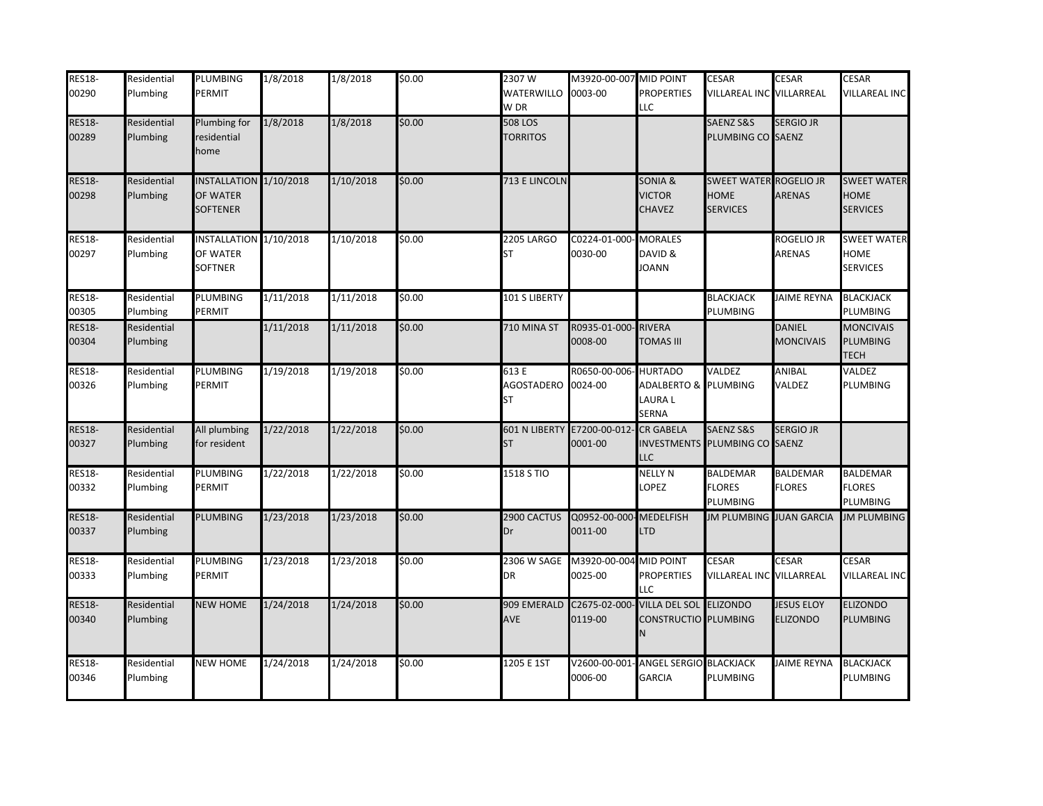| | | | | | | | | | | | |
|---|---|---|---|---|---|---|---|---|---|---|---|
| RES18-00290 | Residential Plumbing | PLUMBING PERMIT | 1/8/2018 | 1/8/2018 | $0.00 | 2307 W WATERWILLOW DR | M3920-00-007-0003-00 | MID POINT PROPERTIES LLC | CESAR VILLAREAL INC | CESAR VILLARREAL | CESAR VILLAREAL INC |
| RES18-00289 | Residential Plumbing | Plumbing for residential home | 1/8/2018 | 1/8/2018 | $0.00 | 508 LOS TORRITOS | | | SAENZ S&S PLUMBING CO | SERGIO JR SAENZ | |
| RES18-00298 | Residential Plumbing | INSTALLATION OF WATER SOFTENER | 1/10/2018 | 1/10/2018 | $0.00 | 713 E LINCOLN | | SONIA & VICTOR CHAVEZ | SWEET WATER HOME SERVICES | ROGELIO JR ARENAS | SWEET WATER HOME SERVICES |
| RES18-00297 | Residential Plumbing | INSTALLATION OF WATER SOFTNER | 1/10/2018 | 1/10/2018 | $0.00 | 2205 LARGO ST | C0224-01-000-0030-00 | MORALES DAVID & JOANN | | ROGELIO JR ARENAS | SWEET WATER HOME SERVICES |
| RES18-00305 | Residential Plumbing | PLUMBING PERMIT | 1/11/2018 | 1/11/2018 | $0.00 | 101 S LIBERTY | | | BLACKJACK PLUMBING | JAIME REYNA | BLACKJACK PLUMBING |
| RES18-00304 | Residential Plumbing | | 1/11/2018 | 1/11/2018 | $0.00 | 710 MINA ST | R0935-01-000-0008-00 | RIVERA TOMAS III | | DANIEL MONCIVAIS | MONCIVAIS PLUMBING TECH |
| RES18-00326 | Residential Plumbing | PLUMBING PERMIT | 1/19/2018 | 1/19/2018 | $0.00 | 613 E AGOSTADERO ST | R0650-00-006-0024-00 | HURTADO ADALBERTO & LAURA L SERNA | VALDEZ PLUMBING | ANIBAL VALDEZ | VALDEZ PLUMBING |
| RES18-00327 | Residential Plumbing | All plumbing for resident | 1/22/2018 | 1/22/2018 | $0.00 | 601 N LIBERTY ST | E7200-00-012-0001-00 | CR GABELA INVESTMENTS LLC | SAENZ S&S PLUMBING CO | SERGIO JR SAENZ | |
| RES18-00332 | Residential Plumbing | PLUMBING PERMIT | 1/22/2018 | 1/22/2018 | $0.00 | 1518 S TIO | | NELLY N LOPEZ | BALDEMAR FLORES PLUMBING | BALDEMAR FLORES | BALDEMAR FLORES PLUMBING |
| RES18-00337 | Residential Plumbing | PLUMBING | 1/23/2018 | 1/23/2018 | $0.00 | 2900 CACTUS Dr | Q0952-00-000-0011-00 | MEDELFISH LTD | JM PLUMBING | JUAN GARCIA | JM PLUMBING |
| RES18-00333 | Residential Plumbing | PLUMBING PERMIT | 1/23/2018 | 1/23/2018 | $0.00 | 2306 W SAGE DR | M3920-00-004-0025-00 | MID POINT PROPERTIES LLC | CESAR VILLAREAL INC | CESAR VILLARREAL | CESAR VILLAREAL INC |
| RES18-00340 | Residential Plumbing | NEW HOME | 1/24/2018 | 1/24/2018 | $0.00 | 909 EMERALD AVE | C2675-02-000-0119-00 | VILLA DEL SOL CONSTRUCTION | ELIZONDO PLUMBING | JESUS ELOY ELIZONDO | ELIZONDO PLUMBING |
| RES18-00346 | Residential Plumbing | NEW HOME | 1/24/2018 | 1/24/2018 | $0.00 | 1205 E 1ST | V2600-00-001-0006-00 | ANGEL SERGIO GARCIA | BLACKJACK PLUMBING | JAIME REYNA | BLACKJACK PLUMBING |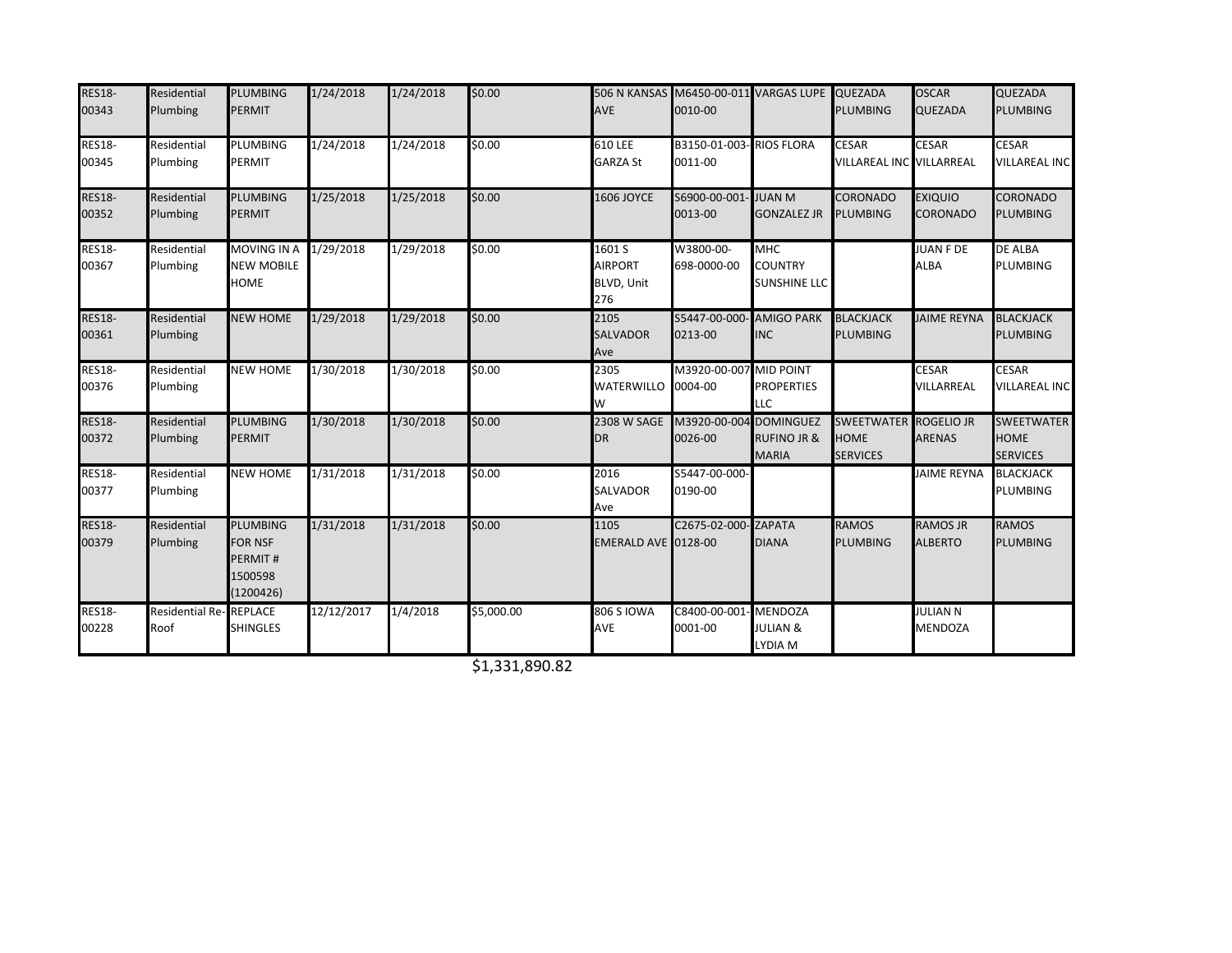| | | | | | | | | | | | |
|---|---|---|---|---|---|---|---|---|---|---|---|
| RES18-00343 | Residential Plumbing | PLUMBING PERMIT | 1/24/2018 | 1/24/2018 | $0.00 | 506 N KANSAS AVE | M6450-00-011-0010-00 | VARGAS LUPE | QUEZADA PLUMBING | OSCAR QUEZADA | QUEZADA PLUMBING |
| RES18-00345 | Residential Plumbing | PLUMBING PERMIT | 1/24/2018 | 1/24/2018 | $0.00 | 610 LEE GARZA St | B3150-01-003-0011-00 | RIOS FLORA | CESAR VILLAREAL INC | CESAR VILLARREAL | CESAR VILLAREAL INC |
| RES18-00352 | Residential Plumbing | PLUMBING PERMIT | 1/25/2018 | 1/25/2018 | $0.00 | 1606 JOYCE | S6900-00-001-0013-00 | JUAN M GONZALEZ JR | CORONADO PLUMBING | EXIQUIO CORONADO | CORONADO PLUMBING |
| RES18-00367 | Residential Plumbing | MOVING IN A NEW MOBILE HOME | 1/29/2018 | 1/29/2018 | $0.00 | 1601 S AIRPORT BLVD, Unit 276 | W3800-00-698-0000-00 | MHC COUNTRY SUNSHINE LLC | | JUAN F DE ALBA | DE ALBA PLUMBING |
| RES18-00361 | Residential Plumbing | NEW HOME | 1/29/2018 | 1/29/2018 | $0.00 | 2105 SALVADOR Ave | S5447-00-000-0213-00 | AMIGO PARK INC | BLACKJACK PLUMBING | JAIME REYNA | BLACKJACK PLUMBING |
| RES18-00376 | Residential Plumbing | NEW HOME | 1/30/2018 | 1/30/2018 | $0.00 | 2305 WATERWILLOW | M3920-00-007-0004-00 | MID POINT PROPERTIES LLC | | CESAR VILLARREAL | CESAR VILLAREAL INC |
| RES18-00372 | Residential Plumbing | PLUMBING PERMIT | 1/30/2018 | 1/30/2018 | $0.00 | 2308 W SAGE DR | M3920-00-004-0026-00 | DOMINGUEZ RUFINO JR & MARIA | SWEETWATER HOME SERVICES | ROGELIO JR ARENAS | SWEETWATER HOME SERVICES |
| RES18-00377 | Residential Plumbing | NEW HOME | 1/31/2018 | 1/31/2018 | $0.00 | 2016 SALVADOR Ave | S5447-00-000-0190-00 | | | JAIME REYNA | BLACKJACK PLUMBING |
| RES18-00379 | Residential Plumbing | PLUMBING FOR NSF PERMIT # 1500598 (1200426) | 1/31/2018 | 1/31/2018 | $0.00 | 1105 EMERALD AVE | C2675-02-000-0128-00 | ZAPATA DIANA | RAMOS PLUMBING | RAMOS JR ALBERTO | RAMOS PLUMBING |
| RES18-00228 | Residential Re-Roof | REPLACE SHINGLES | 12/12/2017 | 1/4/2018 | $5,000.00 | 806 S IOWA AVE | C8400-00-001-0001-00 | MENDOZA JULIAN & LYDIA M | | JULIAN N MENDOZA | |

$1,331,890.82